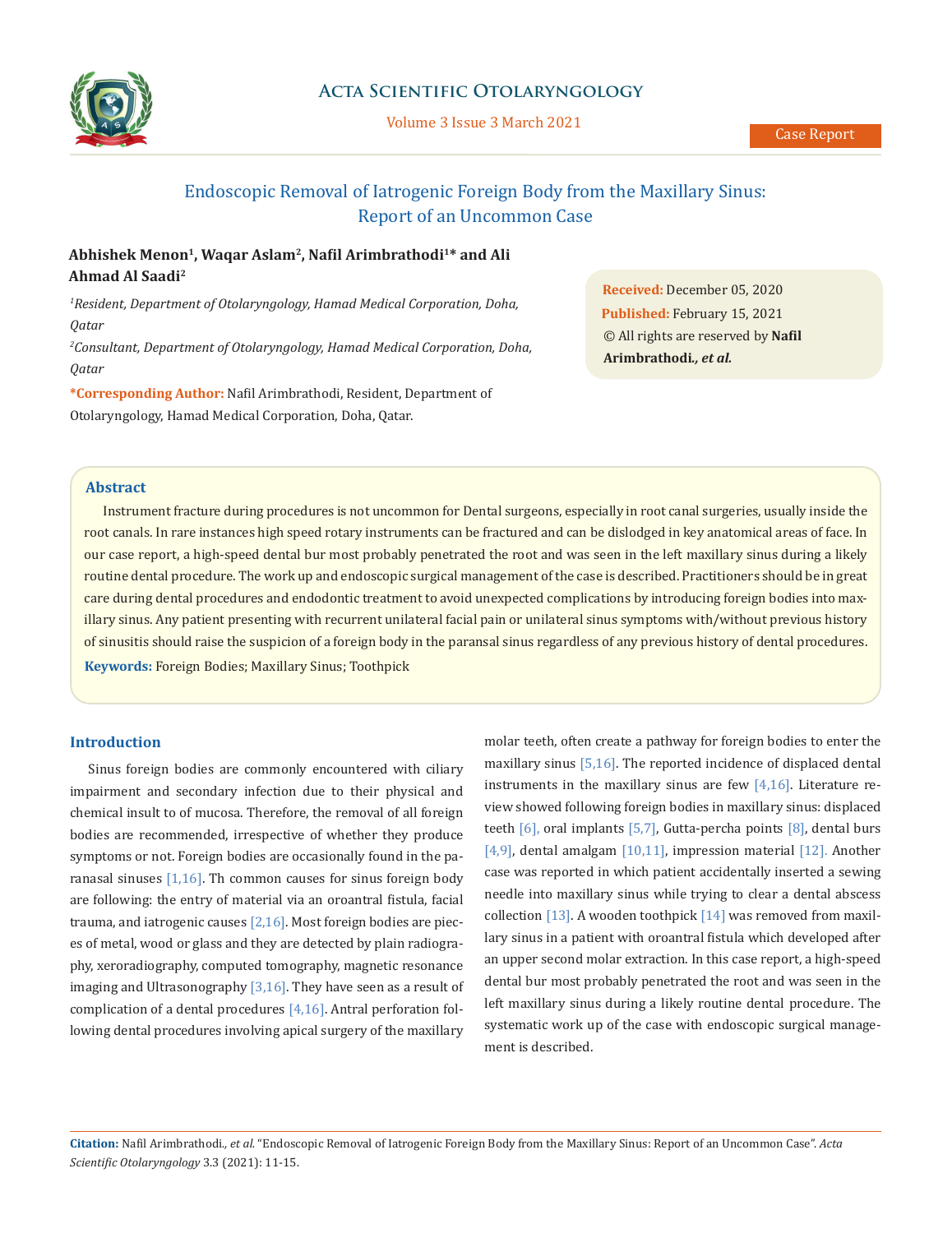# Endoscopic Removal of Iatrogenic Foreign Body from the Maxillary Sinus: Report of an Uncommon Case

**Abhishek Menon[1], Waqar Aslam[2], Nafil Arimbrathodi[1]* and Ali Ahmad Al Saadi[2]**

*[1]Resident, Department of Otolaryngology, Hamad Medical Corporation, Doha, Qatar*

*[2]Consultant, Department of Otolaryngology, Hamad Medical Corporation, Doha, Qatar*

***Corresponding Author:** Nafil Arimbrathodi, Resident, Department of Otolaryngology, Hamad Medical Corporation, Doha, Qatar.

**Received:** December 05, 2020
**Published:** February 15, 2021
© All rights are reserved by **Nafil Arimbrathodi., *et al.***

## Abstract

Instrument fracture during procedures is not uncommon for Dental surgeons, especially in root canal surgeries, usually inside the root canals. In rare instances high speed rotary instruments can be fractured and can be dislodged in key anatomical areas of face. In our case report, a high-speed dental bur most probably penetrated the root and was seen in the left maxillary sinus during a likely routine dental procedure. The work up and endoscopic surgical management of the case is described. Practitioners should be in great care during dental procedures and endodontic treatment to avoid unexpected complications by introducing foreign bodies into maxillary sinus. Any patient presenting with recurrent unilateral facial pain or unilateral sinus symptoms with/without previous history of sinusitis should raise the suspicion of a foreign body in the paransal sinus regardless of any previous history of dental procedures.

**Keywords:** Foreign Bodies; Maxillary Sinus; Toothpick

## Introduction

Sinus foreign bodies are commonly encountered with ciliary impairment and secondary infection due to their physical and chemical insult to of mucosa. Therefore, the removal of all foreign bodies are recommended, irrespective of whether they produce symptoms or not. Foreign bodies are occasionally found in the paranasal sinuses [1,16]. Th common causes for sinus foreign body are following: the entry of material via an oroantral fistula, facial trauma, and iatrogenic causes [2,16]. Most foreign bodies are pieces of metal, wood or glass and they are detected by plain radiography, xeroradiography, computed tomography, magnetic resonance imaging and Ultrasonography [3,16]. They have seen as a result of complication of a dental procedures [4,16]. Antral perforation following dental procedures involving apical surgery of the maxillary molar teeth, often create a pathway for foreign bodies to enter the maxillary sinus [5,16]. The reported incidence of displaced dental instruments in the maxillary sinus are few [4,16]. Literature review showed following foreign bodies in maxillary sinus: displaced teeth [6], oral implants [5,7], Gutta-percha points [8], dental burs [4,9], dental amalgam [10,11], impression material [12]. Another case was reported in which patient accidentally inserted a sewing needle into maxillary sinus while trying to clear a dental abscess collection [13]. A wooden toothpick [14] was removed from maxillary sinus in a patient with oroantral fistula which developed after an upper second molar extraction. In this case report, a high-speed dental bur most probably penetrated the root and was seen in the left maxillary sinus during a likely routine dental procedure. The systematic work up of the case with endoscopic surgical management is described.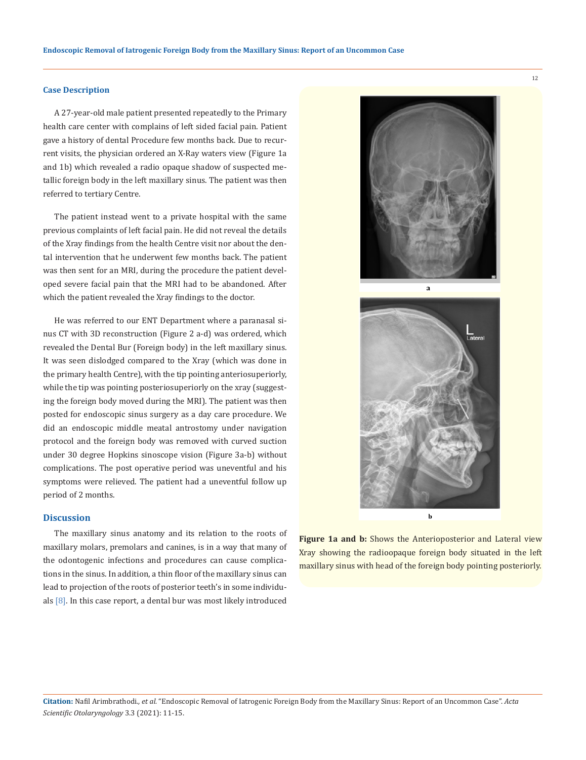## Case Description

A 27-year-old male patient presented repeatedly to the Primary health care center with complains of left sided facial pain. Patient gave a history of dental Procedure few months back. Due to recurrent visits, the physician ordered an X-Ray waters view (Figure 1a and 1b) which revealed a radio opaque shadow of suspected metallic foreign body in the left maxillary sinus. The patient was then referred to tertiary Centre.

The patient instead went to a private hospital with the same previous complaints of left facial pain. He did not reveal the details of the Xray findings from the health Centre visit nor about the dental intervention that he underwent few months back. The patient was then sent for an MRI, during the procedure the patient developed severe facial pain that the MRI had to be abandoned. After which the patient revealed the Xray findings to the doctor.

He was referred to our ENT Department where a paranasal sinus CT with 3D reconstruction (Figure 2 a-d) was ordered, which revealed the Dental Bur (Foreign body) in the left maxillary sinus. It was seen dislodged compared to the Xray (which was done in the primary health Centre), with the tip pointing anteriosuperiorly, while the tip was pointing posteriosuperiorly on the xray (suggesting the foreign body moved during the MRI). The patient was then posted for endoscopic sinus surgery as a day care procedure. We did an endoscopic middle meatal antrostomy under navigation protocol and the foreign body was removed with curved suction under 30 degree Hopkins sinoscope vision (Figure 3a-b) without complications. The post operative period was uneventful and his symptoms were relieved. The patient had a uneventful follow up period of 2 months.

**Figure 1a and b:** Shows the Anterioposterior and Lateral view Xray showing the radioopaque foreign body situated in the left maxillary sinus with head of the foreign body pointing posteriorly.

## Discussion

The maxillary sinus anatomy and its relation to the roots of maxillary molars, premolars and canines, is in a way that many of the odontogenic infections and procedures can cause complications in the sinus. In addition, a thin floor of the maxillary sinus can lead to projection of the roots of posterior teeth's in some individuals [8]. In this case report, a dental bur was most likely introduced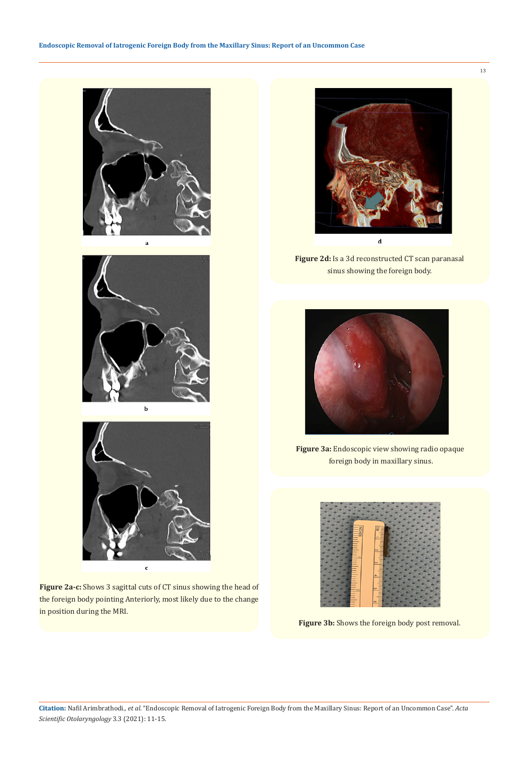a

b

c

**Figure 2a-c:** Shows 3 sagittal cuts of CT sinus showing the head of the foreign body pointing Anteriorly, most likely due to the change in position during the MRI.

d

**Figure 2d:** Is a 3d reconstructed CT scan paranasal sinus showing the foreign body.

**Figure 3a:** Endoscopic view showing radio opaque foreign body in maxillary sinus.

**Figure 3b:** Shows the foreign body post removal.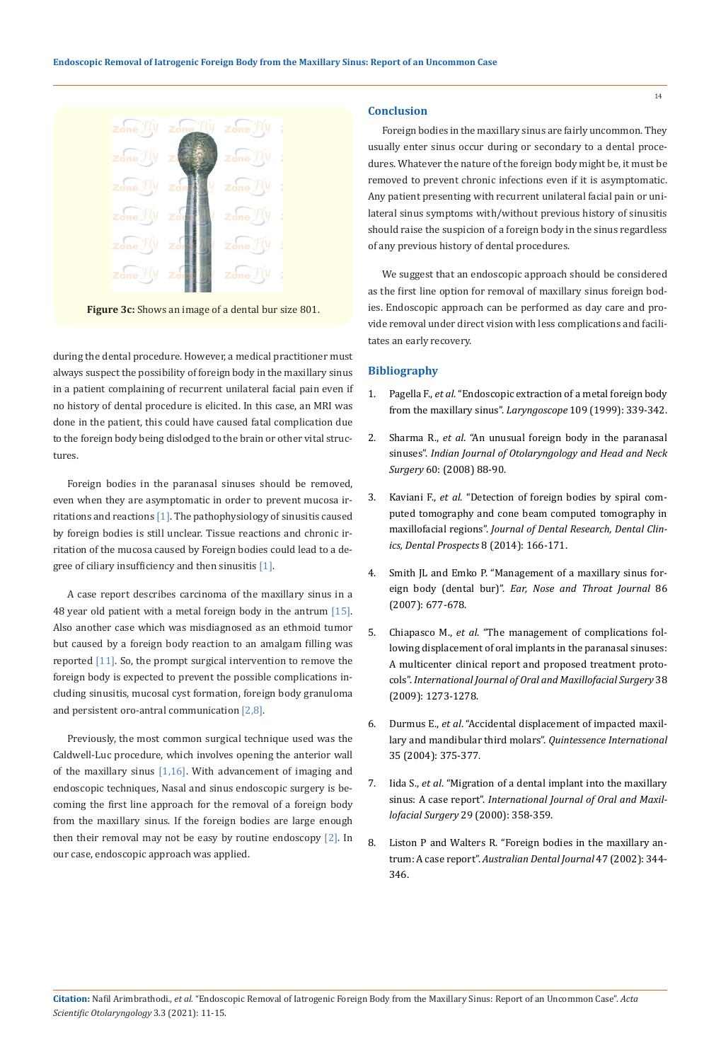**Figure 3c:** Shows an image of a dental bur size 801.

during the dental procedure. However, a medical practitioner must always suspect the possibility of foreign body in the maxillary sinus in a patient complaining of recurrent unilateral facial pain even if no history of dental procedure is elicited. In this case, an MRI was done in the patient, this could have caused fatal complication due to the foreign body being dislodged to the brain or other vital structures.

Foreign bodies in the paranasal sinuses should be removed, even when they are asymptomatic in order to prevent mucosa irritations and reactions [1]. The pathophysiology of sinusitis caused by foreign bodies is still unclear. Tissue reactions and chronic irritation of the mucosa caused by Foreign bodies could lead to a degree of ciliary insufficiency and then sinusitis [1].

A case report describes carcinoma of the maxillary sinus in a 48 year old patient with a metal foreign body in the antrum [15]. Also another case which was misdiagnosed as an ethmoid tumor but caused by a foreign body reaction to an amalgam filling was reported [11]. So, the prompt surgical intervention to remove the foreign body is expected to prevent the possible complications including sinusitis, mucosal cyst formation, foreign body granuloma and persistent oro-antral communication [2,8].

Previously, the most common surgical technique used was the Caldwell-Luc procedure, which involves opening the anterior wall of the maxillary sinus [1,16]. With advancement of imaging and endoscopic techniques, Nasal and sinus endoscopic surgery is becoming the first line approach for the removal of a foreign body from the maxillary sinus. If the foreign bodies are large enough then their removal may not be easy by routine endoscopy [2]. In our case, endoscopic approach was applied.

## Conclusion

Foreign bodies in the maxillary sinus are fairly uncommon. They usually enter sinus occur during or secondary to a dental procedures. Whatever the nature of the foreign body might be, it must be removed to prevent chronic infections even if it is asymptomatic. Any patient presenting with recurrent unilateral facial pain or unilateral sinus symptoms with/without previous history of sinusitis should raise the suspicion of a foreign body in the sinus regardless of any previous history of dental procedures.

We suggest that an endoscopic approach should be considered as the first line option for removal of maxillary sinus foreign bodies. Endoscopic approach can be performed as day care and provide removal under direct vision with less complications and facilitates an early recovery.

## Bibliography

1. Pagella F., *et al*. "Endoscopic extraction of a metal foreign body from the maxillary sinus". *Laryngoscope* 109 (1999): 339-342.
2. Sharma R., *et al*. "An unusual foreign body in the paranasal sinuses". *Indian Journal of Otolaryngology and Head and Neck Surgery* 60: (2008) 88-90.
3. Kaviani F., *et al*. "Detection of foreign bodies by spiral computed tomography and cone beam computed tomography in maxillofacial regions". *Journal of Dental Research, Dental Clinics, Dental Prospects* 8 (2014): 166-171.
4. Smith JL and Emko P. "Management of a maxillary sinus foreign body (dental bur)". *Ear, Nose and Throat Journal* 86 (2007): 677-678.
5. Chiapasco M., *et al*. "The management of complications following displacement of oral implants in the paranasal sinuses: A multicenter clinical report and proposed treatment protocols". *International Journal of Oral and Maxillofacial Surgery* 38 (2009): 1273-1278.
6. Durmus E., *et al*. "Accidental displacement of impacted maxillary and mandibular third molars". *Quintessence International* 35 (2004): 375-377.
7. Iida S., *et al*. "Migration of a dental implant into the maxillary sinus: A case report". *International Journal of Oral and Maxillofacial Surgery* 29 (2000): 358-359.
8. Liston P and Walters R. "Foreign bodies in the maxillary antrum: A case report". *Australian Dental Journal* 47 (2002): 344-346.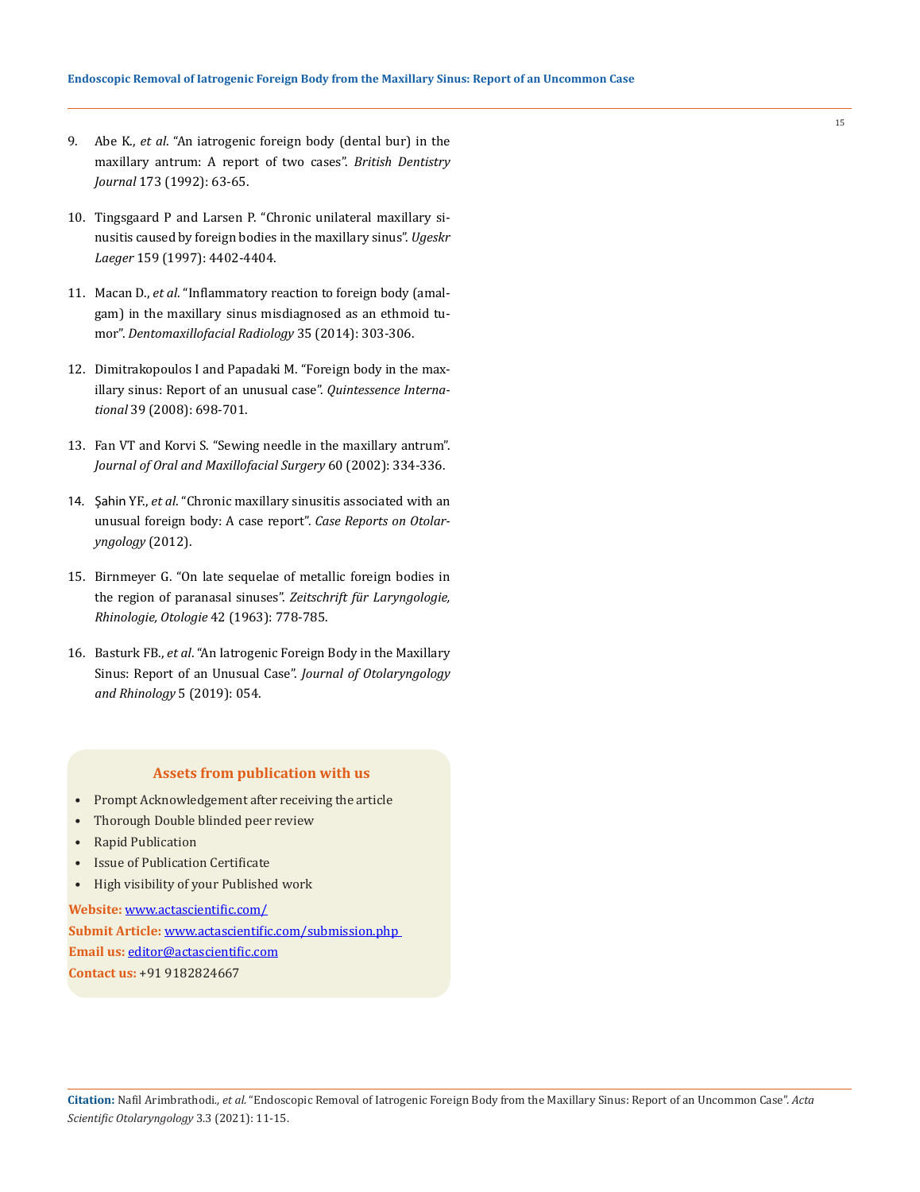9. Abe K., *et al*. "An iatrogenic foreign body (dental bur) in the maxillary antrum: A report of two cases". *British Dentistry Journal* 173 (1992): 63-65.

10. Tingsgaard P and Larsen P. "Chronic unilateral maxillary sinusitis caused by foreign bodies in the maxillary sinus". *Ugeskr Laeger* 159 (1997): 4402-4404.

11. Macan D., *et al*. "Inflammatory reaction to foreign body (amalgam) in the maxillary sinus misdiagnosed as an ethmoid tumor". *Dentomaxillofacial Radiology* 35 (2014): 303-306.

12. Dimitrakopoulos I and Papadaki M. "Foreign body in the maxillary sinus: Report of an unusual case". *Quintessence International* 39 (2008): 698-701.

13. Fan VT and Korvi S. "Sewing needle in the maxillary antrum". *Journal of Oral and Maxillofacial Surgery* 60 (2002): 334-336.

14. Şahin YF., *et al*. "Chronic maxillary sinusitis associated with an unusual foreign body: A case report". *Case Reports on Otolaryngology* (2012).

15. Birnmeyer G. "On late sequelae of metallic foreign bodies in the region of paranasal sinuses". *Zeitschrift für Laryngologie, Rhinologie, Otologie* 42 (1963): 778-785.

16. Basturk FB., *et al*. "An Iatrogenic Foreign Body in the Maxillary Sinus: Report of an Unusual Case". *Journal of Otolaryngology and Rhinology* 5 (2019): 054.

**Assets from publication with us**

- Prompt Acknowledgement after receiving the article
- Thorough Double blinded peer review
- Rapid Publication
- Issue of Publication Certificate
- High visibility of your Published work

**Website:** www.actascientific.com/
**Submit Article:** www.actascientific.com/submission.php
**Email us:** editor@actascientific.com
**Contact us:** +91 9182824667